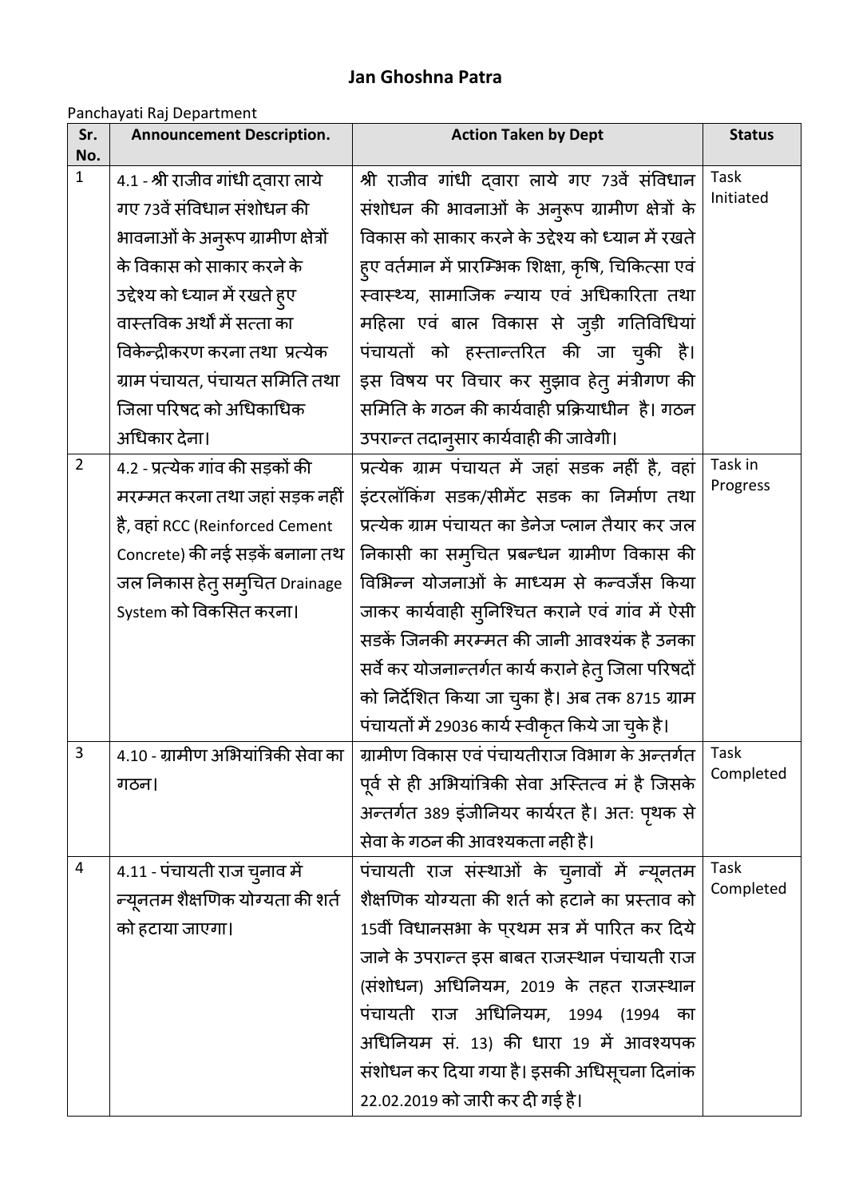# Jan Ghoshna Patra

Panchayati Raj Department

| Sr. No. | Announcement Description. | Action Taken by Dept | Status |
|---|---|---|---|
| 1 | 4.1 - श्री राजीव गांधी द्वारा लाये गए 73वें संविधान संशोधन की भावनाओं के अनुरूप ग्रामीण क्षेत्रों के विकास को साकार करने के उद्देश्य को ध्यान में रखते हुए वास्तविक अर्थों में सत्ता का विकेन्द्रीकरण करना तथा प्रत्येक ग्राम पंचायत, पंचायत समिति तथा जिला परिषद को अधिकाधिक अधिकार देना। | श्री राजीव गांधी द्वारा लाये गए 73वें संविधान संशोधन की भावनाओं के अनुरूप ग्रामीण क्षेत्रों के विकास को साकार करने के उद्देश्य को ध्यान में रखते हुए वर्तमान में प्रारम्भिक शिक्षा, कृषि, चिकित्सा एवं स्वास्थ्य, सामाजिक न्याय एवं अधिकारिता तथा महिला एवं बाल विकास से जुड़ी गतिविधियां पंचायतों को हस्तान्तरित की जा चुकी है। इस विषय पर विचार कर सुझाव हेतु मंत्रीगण की समिति के गठन की कार्यवाही प्रक्रियाधीन है। गठन उपरान्त तदानुसार कार्यवाही की जावेगी। | Task Initiated |
| 2 | 4.2 - प्रत्येक गांव की सड़कों की मरम्मत करना तथा जहां सड़क नहीं है, वहां RCC (Reinforced Cement Concrete) की नई सड़कें बनाना तथ जल निकास हेतु समुचित Drainage System को विकसित करना। | प्रत्येक ग्राम पंचायत में जहां सडक नहीं है, वहां इंटरलॉकिंग सडक/सीमेंट सडक का निर्माण तथा प्रत्येक ग्राम पंचायत का डेनेज प्लान तैयार कर जल निकासी का समुचित प्रबन्धन ग्रामीण विकास की विभिन्न योजनाओं के माध्यम से कन्वर्जेंस किया जाकर कार्यवाही सुनिश्चित कराने एवं गांव में ऐसी सडकें जिनकी मरम्मत की जानी आवश्यंक है उनका सर्वे कर योजनान्तर्गत कार्य कराने हेतु जिला परिषदों को निर्देशित किया जा चुका है। अब तक 8715 ग्राम पंचायतों में 29036 कार्य स्वीकृत किये जा चुके है। | Task in Progress |
| 3 | 4.10 - ग्रामीण अभियांत्रिकी सेवा का गठन। | ग्रामीण विकास एवं पंचायतीराज विभाग के अन्तर्गत पूर्व से ही अभियांत्रिकी सेवा अस्तित्व मं है जिसके अन्तर्गत 389 इंजीनियर कार्यरत है। अतः पृथक से सेवा के गठन की आवश्यकता नही है। | Task Completed |
| 4 | 4.11 - पंचायती राज चुनाव में न्यूनतम शैक्षणिक योग्यता की शर्त को हटाया जाएगा। | पंचायती राज संस्थाओं के चुनावों में न्यूनतम शैक्षणिक योग्यता की शर्त को हटाने का प्रस्ताव को 15वीं विधानसभा के प्रथम सत्र में पारित कर दिये जाने के उपरान्त इस बाबत राजस्थान पंचायती राज (संशोधन) अधिनियम, 2019 के तहत राजस्थान पंचायती राज अधिनियम, 1994 (1994 का अधिनियम सं. 13) की धारा 19 में आवश्यपक संशोधन कर दिया गया है। इसकी अधिसूचना दिनांक 22.02.2019 को जारी कर दी गई है। | Task Completed |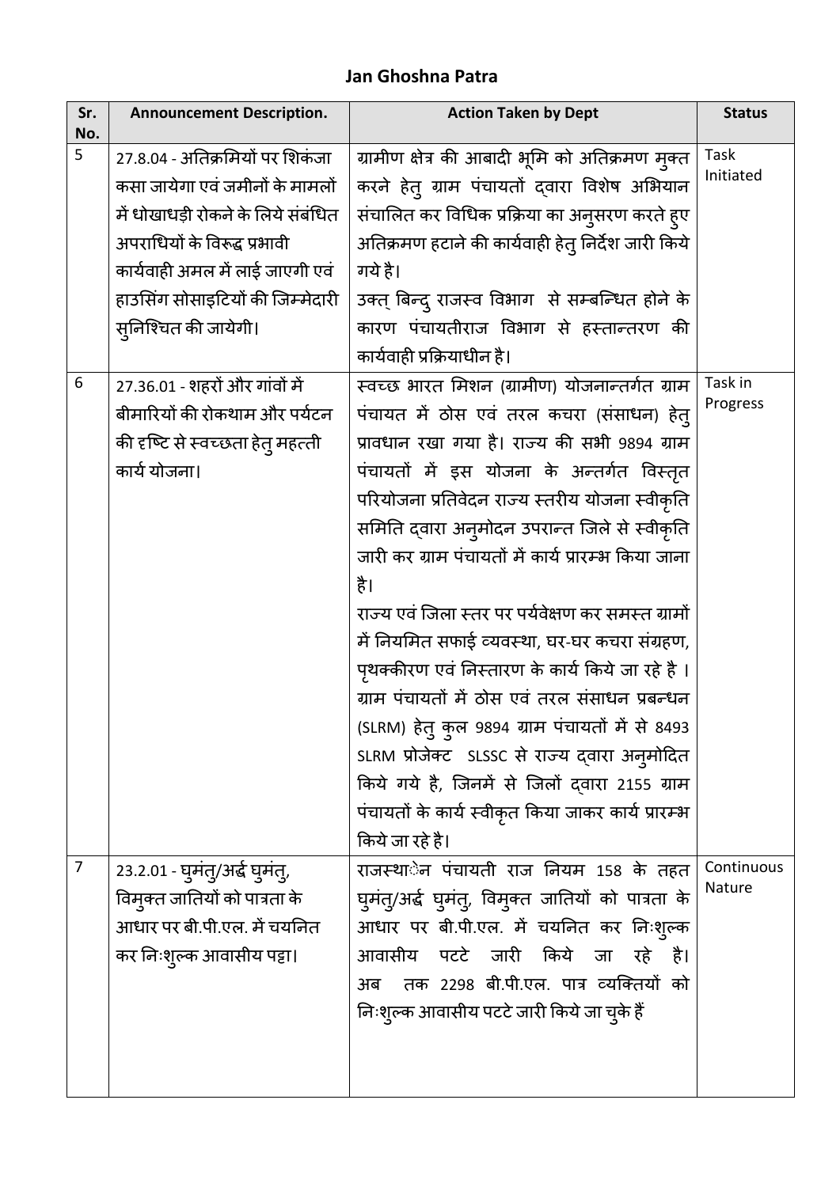## Jan Ghoshna Patra

| Sr. No. | Announcement Description. | Action Taken by Dept | Status |
|---|---|---|---|
| 5 | 27.8.04 - अतिक्रमियों पर शिकंजा कसा जायेगा एवं जमीनों के मामलों में धोखाधड़ी रोकने के लिये संबंधित अपराधियों के विरूद्ध प्रभावी कार्यवाही अमल में लाई जाएगी एवं हाउसिंग सोसाइटियों की जिम्मेदारी सुनिश्चित की जायेगी। | ग्रामीण क्षेत्र की आबादी भूमि को अतिक्रमण मुक्त करने हेतु ग्राम पंचायतों द्वारा विशेष अभियान संचालित कर विधिक प्रक्रिया का अनुसरण करते हुए अतिक्रमण हटाने की कार्यवाही हेतु निर्देश जारी किये गये है।<br>उक्त बिन्दु राजस्व विभाग से सम्बन्धित होने के कारण पंचायतीराज विभाग से हस्तान्तरण की कार्यवाही प्रक्रियाधीन है। | Task Initiated |
| 6 | 27.36.01 - शहरों और गांवों में बीमारियों की रोकथाम और पर्यटन की दृष्टि से स्वच्छता हेतु महत्ती कार्य योजना। | स्वच्छ भारत मिशन (ग्रामीण) योजनान्तर्गत ग्राम पंचायत में ठोस एवं तरल कचरा (संसाधन) हेतु प्रावधान रखा गया है। राज्य की सभी 9894 ग्राम पंचायतों में इस योजना के अन्तर्गत विस्तृत परियोजना प्रतिवेदन राज्य स्तरीय योजना स्वीकृति समिति द्वारा अनुमोदन उपरान्त जिले से स्वीकृति जारी कर ग्राम पंचायतों में कार्य प्रारम्भ किया जाना है।<br>राज्य एवं जिला स्तर पर पर्यवेक्षण कर समस्त ग्रामों में नियमित सफाई व्यवस्था, घर-घर कचरा संग्रहण, पृथक्कीरण एवं निस्तारण के कार्य किये जा रहे है। ग्राम पंचायतों में ठोस एवं तरल संसाधन प्रबन्धन (SLRM) हेतु कुल 9894 ग्राम पंचायतों में से 8493 SLRM प्रोजेक्ट SLSSC से राज्य द्वारा अनुमोदित किये गये है, जिनमें से जिलों द्वारा 2155 ग्राम पंचायतों के कार्य स्वीकृत किया जाकर कार्य प्रारम्भ किये जा रहे है। | Task in Progress |
| 7 | 23.2.01 - घुमंतु/अर्द्ध घुमंतु, विमुक्त जातियों को पात्रता के आधार पर बी.पी.एल. में चयनित कर निःशुल्क आवासीय पट्टा। | राजस्थान पंचायती राज नियम 158 के तहत घुमंतु/अर्द्ध घुमंतु, विमुक्त जातियों को पात्रता के आधार पर बी.पी.एल. में चयनित कर निःशुल्क आवासीय पटटे जारी किये जा रहे है। अब तक 2298 बी.पी.एल. पात्र व्यक्तियों को निःशुल्क आवासीय पटटे जारी किये जा चुके हैं | Continuous Nature |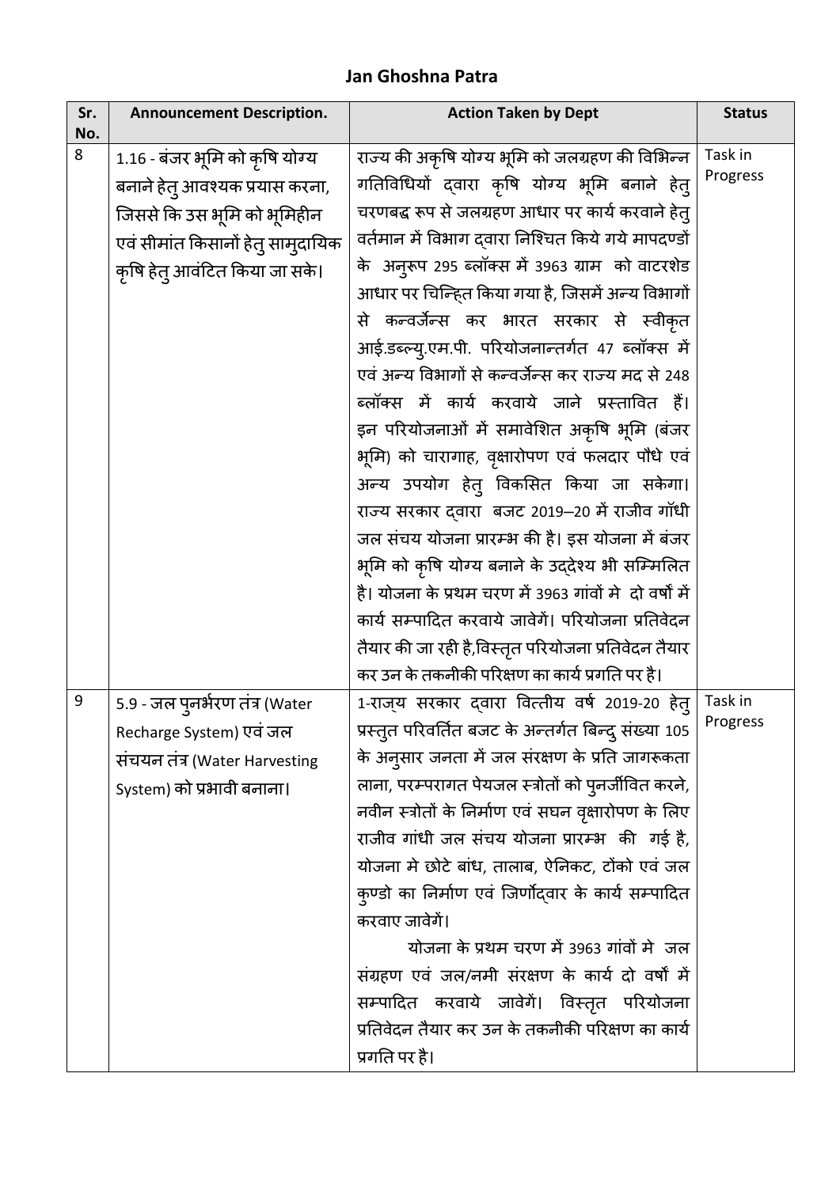## Jan Ghoshna Patra

| Sr. No. | Announcement Description. | Action Taken by Dept | Status |
|---|---|---|---|
| 8 | 1.16 - बंजर भूमि को कृषि योग्य बनाने हेतु आवश्यक प्रयास करना, जिससे कि उस भूमि को भूमिहीन एवं सीमांत किसानों हेतु सामुदायिक कृषि हेतु आवंटित किया जा सके। | राज्य की अकृषि योग्य भूमि को जलग्रहण की विभिन्न गतिविधियों द्वारा कृषि योग्य भूमि बनाने हेतु चरणबद्ध रूप से जलग्रहण आधार पर कार्य करवाने हेतु वर्तमान में विभाग द्वारा निश्चित किये गये मापदण्डों के अनुरूप 295 ब्लॉक्स में 3963 ग्राम को वाटरशेड आधार पर चिन्हित किया गया है, जिसमें अन्य विभागों से कन्वर्जेन्स कर भारत सरकार से स्वीकृत आई.डब्ल्यु.एम.पी. परियोजनान्तर्गत 47 ब्लॉक्स में एवं अन्य विभागों से कन्वर्जेन्स कर राज्य मद से 248 ब्लॉक्स में कार्य करवाये जाने प्रस्तावित हैं। इन परियोजनाओं में समावेशित अकृषि भूमि (बंजर भूमि) को चारागाह, वृक्षारोपण एवं फलदार पौधे एवं अन्य उपयोग हेतु विकसित किया जा सकेगा। राज्य सरकार द्वारा बजट 2019–20 में राजीव गॉधी जल संचय योजना प्रारम्भ की है। इस योजना में बंजर भूमि को कृषि योग्य बनाने के उद्देश्य भी सम्मिलित है। योजना के प्रथम चरण में 3963 गांवों मे दो वर्षों में कार्य सम्पादित करवाये जावेगें। परियोजना प्रतिवेदन तैयार की जा रही है,विस्तृत परियोजना प्रतिवेदन तैयार कर उन के तकनीकी परिक्षण का कार्य प्रगति पर है। | Task in Progress |
| 9 | 5.9 - जल पुनर्भरण तंत्र (Water Recharge System) एवं जल संचयन तंत्र (Water Harvesting System) को प्रभावी बनाना। | 1-राज्य सरकार द्वारा वित्तीय वर्ष 2019-20 हेतु प्रस्तुत परिवर्तित बजट के अन्तर्गत बिन्दु संख्या 105 के अनुसार जनता में जल संरक्षण के प्रति जागरूकता लाना, परम्परागत पेयजल स्त्रोतों को पुनर्जीवित करने, नवीन स्त्रोतों के निर्माण एवं सघन वृक्षारोपण के लिए राजीव गांधी जल संचय योजना प्रारम्भ की गई है, योजना मे छोटे बांध, तालाब, ऐनिकट, टोंको एवं जल कुण्डो का निर्माण एवं जिर्णोद्वार के कार्य सम्पादित करवाए जावेगें।<br>योजना के प्रथम चरण में 3963 गांवों मे जल संग्रहण एवं जल/नमी संरक्षण के कार्य दो वर्षों में सम्पादित करवाये जावेगें। विस्तृत परियोजना प्रतिवेदन तैयार कर उन के तकनीकी परिक्षण का कार्य प्रगति पर है। | Task in Progress |